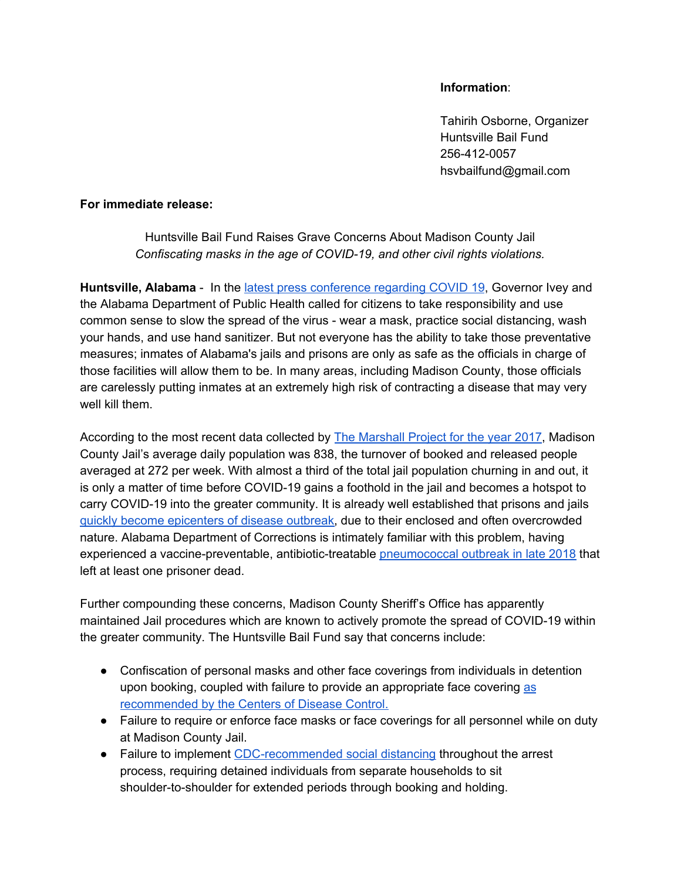**Information**:

Tahirih Osborne, Organizer
Huntsville Bail Fund
256-412-0057
hsvbailfund@gmail.com

**For immediate release:**

Huntsville Bail Fund Raises Grave Concerns About Madison County Jail
*Confiscating masks in the age of COVID-19, and other civil rights violations.*

**Huntsville, Alabama** - In the latest press conference regarding COVID 19, Governor Ivey and the Alabama Department of Public Health called for citizens to take responsibility and use common sense to slow the spread of the virus - wear a mask, practice social distancing, wash your hands, and use hand sanitizer. But not everyone has the ability to take those preventative measures; inmates of Alabama's jails and prisons are only as safe as the officials in charge of those facilities will allow them to be. In many areas, including Madison County, those officials are carelessly putting inmates at an extremely high risk of contracting a disease that may very well kill them.

According to the most recent data collected by The Marshall Project for the year 2017, Madison County Jail's average daily population was 838, the turnover of booked and released people averaged at 272 per week. With almost a third of the total jail population churning in and out, it is only a matter of time before COVID-19 gains a foothold in the jail and becomes a hotspot to carry COVID-19 into the greater community. It is already well established that prisons and jails quickly become epicenters of disease outbreak, due to their enclosed and often overcrowded nature. Alabama Department of Corrections is intimately familiar with this problem, having experienced a vaccine-preventable, antibiotic-treatable pneumococcal outbreak in late 2018 that left at least one prisoner dead.

Further compounding these concerns, Madison County Sheriff's Office has apparently maintained Jail procedures which are known to actively promote the spread of COVID-19 within the greater community. The Huntsville Bail Fund say that concerns include:

- Confiscation of personal masks and other face coverings from individuals in detention upon booking, coupled with failure to provide an appropriate face covering as recommended by the Centers of Disease Control.
- Failure to require or enforce face masks or face coverings for all personnel while on duty at Madison County Jail.
- Failure to implement CDC-recommended social distancing throughout the arrest process, requiring detained individuals from separate households to sit shoulder-to-shoulder for extended periods through booking and holding.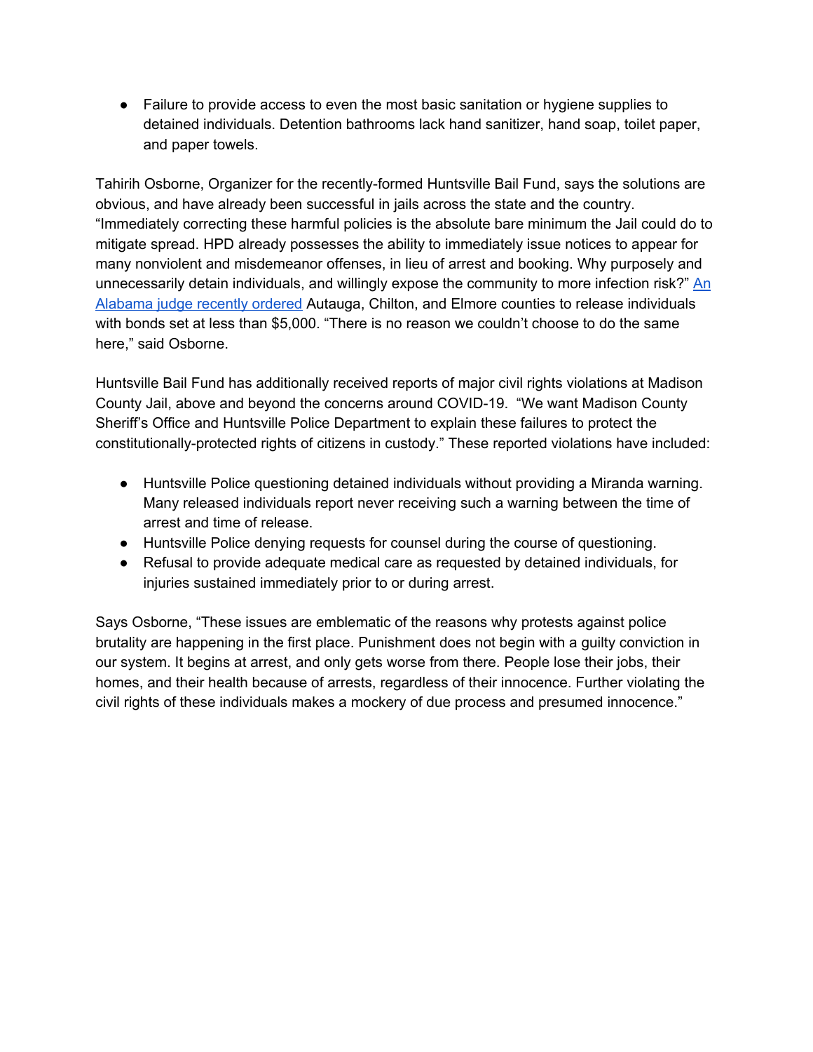- Failure to provide access to even the most basic sanitation or hygiene supplies to detained individuals. Detention bathrooms lack hand sanitizer, hand soap, toilet paper, and paper towels.

Tahirih Osborne, Organizer for the recently-formed Huntsville Bail Fund, says the solutions are obvious, and have already been successful in jails across the state and the country. "Immediately correcting these harmful policies is the absolute bare minimum the Jail could do to mitigate spread. HPD already possesses the ability to immediately issue notices to appear for many nonviolent and misdemeanor offenses, in lieu of arrest and booking. Why purposely and unnecessarily detain individuals, and willingly expose the community to more infection risk?" [An Alabama judge recently ordered] Autauga, Chilton, and Elmore counties to release individuals with bonds set at less than $5,000. "There is no reason we couldn't choose to do the same here," said Osborne.

Huntsville Bail Fund has additionally received reports of major civil rights violations at Madison County Jail, above and beyond the concerns around COVID-19. "We want Madison County Sheriff's Office and Huntsville Police Department to explain these failures to protect the constitutionally-protected rights of citizens in custody." These reported violations have included:

- Huntsville Police questioning detained individuals without providing a Miranda warning. Many released individuals report never receiving such a warning between the time of arrest and time of release.
- Huntsville Police denying requests for counsel during the course of questioning.
- Refusal to provide adequate medical care as requested by detained individuals, for injuries sustained immediately prior to or during arrest.

Says Osborne, "These issues are emblematic of the reasons why protests against police brutality are happening in the first place. Punishment does not begin with a guilty conviction in our system. It begins at arrest, and only gets worse from there. People lose their jobs, their homes, and their health because of arrests, regardless of their innocence. Further violating the civil rights of these individuals makes a mockery of due process and presumed innocence."